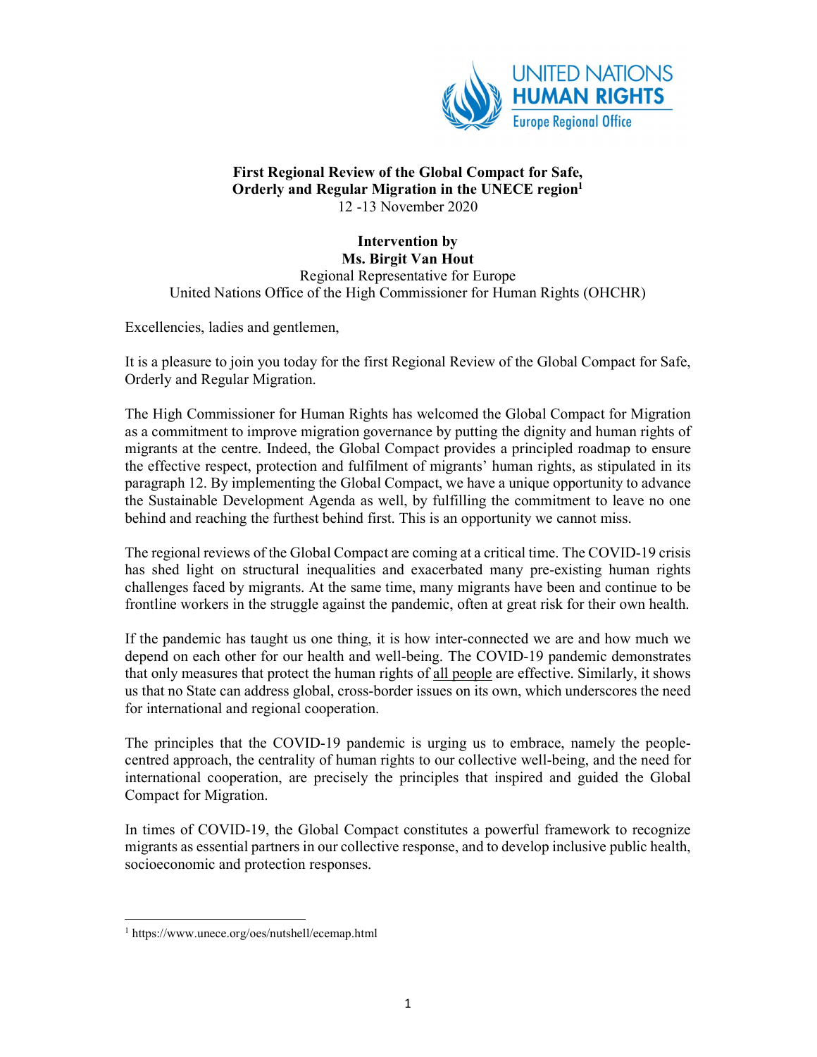UNITED NATIONS HUMAN RIGHTS
Europe Regional Office

**First Regional Review of the Global Compact for Safe, Orderly and Regular Migration in the UNECE region**[1]
12 -13 November 2020

**Intervention by**
**Ms. Birgit Van Hout**
Regional Representative for Europe
United Nations Office of the High Commissioner for Human Rights (OHCHR)

Excellencies, ladies and gentlemen,

It is a pleasure to join you today for the first Regional Review of the Global Compact for Safe, Orderly and Regular Migration.

The High Commissioner for Human Rights has welcomed the Global Compact for Migration as a commitment to improve migration governance by putting the dignity and human rights of migrants at the centre. Indeed, the Global Compact provides a principled roadmap to ensure the effective respect, protection and fulfilment of migrants' human rights, as stipulated in its paragraph 12. By implementing the Global Compact, we have a unique opportunity to advance the Sustainable Development Agenda as well, by fulfilling the commitment to leave no one behind and reaching the furthest behind first. This is an opportunity we cannot miss.

The regional reviews of the Global Compact are coming at a critical time. The COVID-19 crisis has shed light on structural inequalities and exacerbated many pre-existing human rights challenges faced by migrants. At the same time, many migrants have been and continue to be frontline workers in the struggle against the pandemic, often at great risk for their own health.

If the pandemic has taught us one thing, it is how inter-connected we are and how much we depend on each other for our health and well-being. The COVID-19 pandemic demonstrates that only measures that protect the human rights of all people are effective. Similarly, it shows us that no State can address global, cross-border issues on its own, which underscores the need for international and regional cooperation.

The principles that the COVID-19 pandemic is urging us to embrace, namely the people-centred approach, the centrality of human rights to our collective well-being, and the need for international cooperation, are precisely the principles that inspired and guided the Global Compact for Migration.

In times of COVID-19, the Global Compact constitutes a powerful framework to recognize migrants as essential partners in our collective response, and to develop inclusive public health, socioeconomic and protection responses.

---

[1] https://www.unece.org/oes/nutshell/ecemap.html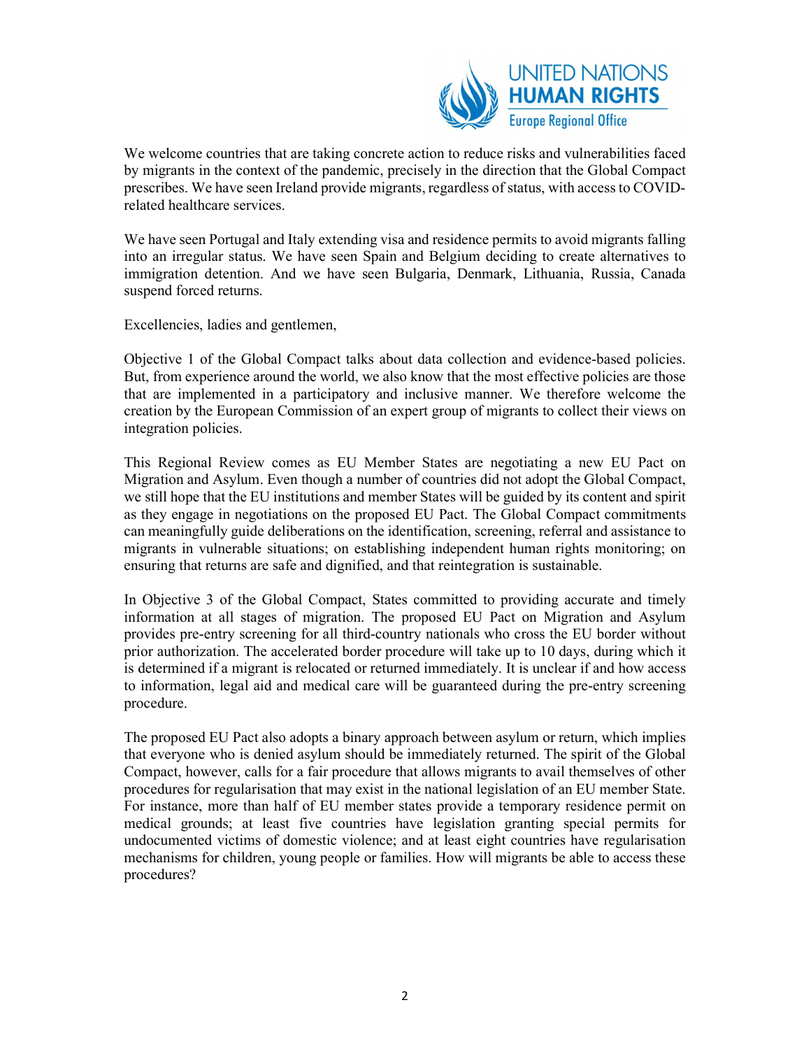We welcome countries that are taking concrete action to reduce risks and vulnerabilities faced by migrants in the context of the pandemic, precisely in the direction that the Global Compact prescribes. We have seen Ireland provide migrants, regardless of status, with access to COVID-related healthcare services.

We have seen Portugal and Italy extending visa and residence permits to avoid migrants falling into an irregular status. We have seen Spain and Belgium deciding to create alternatives to immigration detention. And we have seen Bulgaria, Denmark, Lithuania, Russia, Canada suspend forced returns.

Excellencies, ladies and gentlemen,

Objective 1 of the Global Compact talks about data collection and evidence-based policies. But, from experience around the world, we also know that the most effective policies are those that are implemented in a participatory and inclusive manner. We therefore welcome the creation by the European Commission of an expert group of migrants to collect their views on integration policies.

This Regional Review comes as EU Member States are negotiating a new EU Pact on Migration and Asylum. Even though a number of countries did not adopt the Global Compact, we still hope that the EU institutions and member States will be guided by its content and spirit as they engage in negotiations on the proposed EU Pact. The Global Compact commitments can meaningfully guide deliberations on the identification, screening, referral and assistance to migrants in vulnerable situations; on establishing independent human rights monitoring; on ensuring that returns are safe and dignified, and that reintegration is sustainable.

In Objective 3 of the Global Compact, States committed to providing accurate and timely information at all stages of migration. The proposed EU Pact on Migration and Asylum provides pre-entry screening for all third-country nationals who cross the EU border without prior authorization. The accelerated border procedure will take up to 10 days, during which it is determined if a migrant is relocated or returned immediately. It is unclear if and how access to information, legal aid and medical care will be guaranteed during the pre-entry screening procedure.

The proposed EU Pact also adopts a binary approach between asylum or return, which implies that everyone who is denied asylum should be immediately returned. The spirit of the Global Compact, however, calls for a fair procedure that allows migrants to avail themselves of other procedures for regularisation that may exist in the national legislation of an EU member State. For instance, more than half of EU member states provide a temporary residence permit on medical grounds; at least five countries have legislation granting special permits for undocumented victims of domestic violence; and at least eight countries have regularisation mechanisms for children, young people or families. How will migrants be able to access these procedures?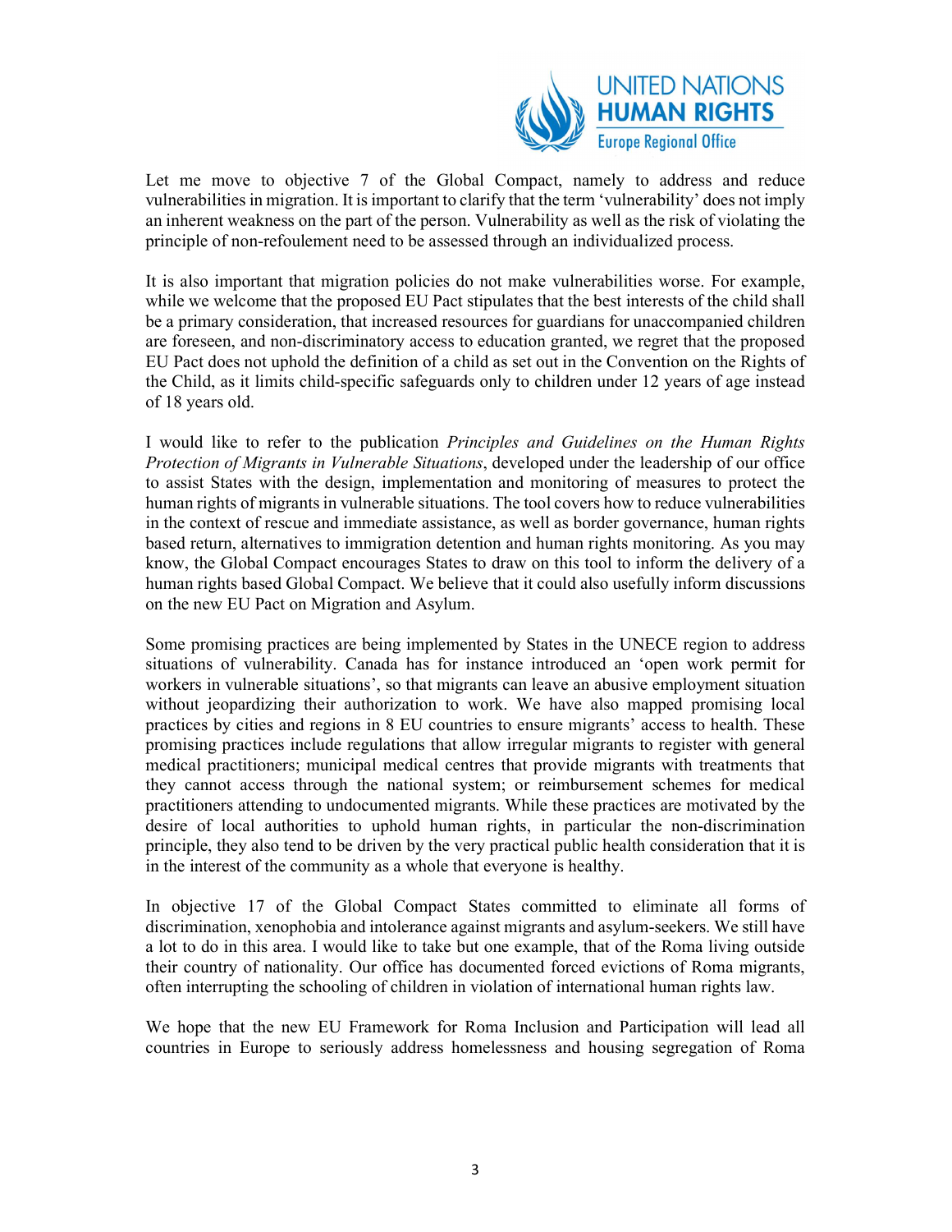Let me move to objective 7 of the Global Compact, namely to address and reduce vulnerabilities in migration. It is important to clarify that the term 'vulnerability' does not imply an inherent weakness on the part of the person. Vulnerability as well as the risk of violating the principle of non-refoulement need to be assessed through an individualized process.

It is also important that migration policies do not make vulnerabilities worse. For example, while we welcome that the proposed EU Pact stipulates that the best interests of the child shall be a primary consideration, that increased resources for guardians for unaccompanied children are foreseen, and non-discriminatory access to education granted, we regret that the proposed EU Pact does not uphold the definition of a child as set out in the Convention on the Rights of the Child, as it limits child-specific safeguards only to children under 12 years of age instead of 18 years old.

I would like to refer to the publication *Principles and Guidelines on the Human Rights Protection of Migrants in Vulnerable Situations*, developed under the leadership of our office to assist States with the design, implementation and monitoring of measures to protect the human rights of migrants in vulnerable situations. The tool covers how to reduce vulnerabilities in the context of rescue and immediate assistance, as well as border governance, human rights based return, alternatives to immigration detention and human rights monitoring. As you may know, the Global Compact encourages States to draw on this tool to inform the delivery of a human rights based Global Compact. We believe that it could also usefully inform discussions on the new EU Pact on Migration and Asylum.

Some promising practices are being implemented by States in the UNECE region to address situations of vulnerability. Canada has for instance introduced an 'open work permit for workers in vulnerable situations', so that migrants can leave an abusive employment situation without jeopardizing their authorization to work. We have also mapped promising local practices by cities and regions in 8 EU countries to ensure migrants' access to health. These promising practices include regulations that allow irregular migrants to register with general medical practitioners; municipal medical centres that provide migrants with treatments that they cannot access through the national system; or reimbursement schemes for medical practitioners attending to undocumented migrants. While these practices are motivated by the desire of local authorities to uphold human rights, in particular the non-discrimination principle, they also tend to be driven by the very practical public health consideration that it is in the interest of the community as a whole that everyone is healthy.

In objective 17 of the Global Compact States committed to eliminate all forms of discrimination, xenophobia and intolerance against migrants and asylum-seekers. We still have a lot to do in this area. I would like to take but one example, that of the Roma living outside their country of nationality. Our office has documented forced evictions of Roma migrants, often interrupting the schooling of children in violation of international human rights law.

We hope that the new EU Framework for Roma Inclusion and Participation will lead all countries in Europe to seriously address homelessness and housing segregation of Roma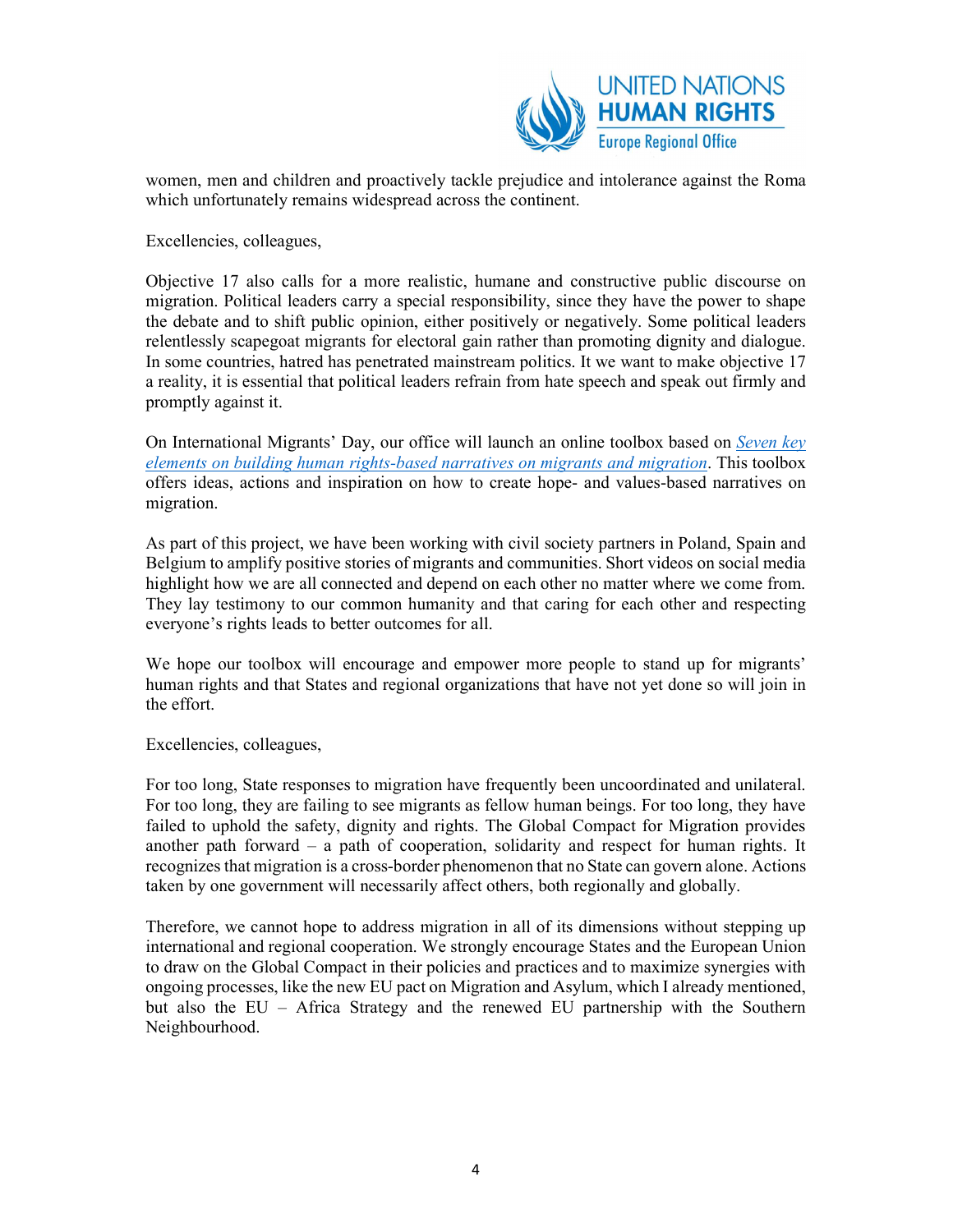women, men and children and proactively tackle prejudice and intolerance against the Roma which unfortunately remains widespread across the continent.

Excellencies, colleagues,

Objective 17 also calls for a more realistic, humane and constructive public discourse on migration. Political leaders carry a special responsibility, since they have the power to shape the debate and to shift public opinion, either positively or negatively. Some political leaders relentlessly scapegoat migrants for electoral gain rather than promoting dignity and dialogue. In some countries, hatred has penetrated mainstream politics. It we want to make objective 17 a reality, it is essential that political leaders refrain from hate speech and speak out firmly and promptly against it.

On International Migrants' Day, our office will launch an online toolbox based on *Seven key elements on building human rights-based narratives on migrants and migration*. This toolbox offers ideas, actions and inspiration on how to create hope- and values-based narratives on migration.

As part of this project, we have been working with civil society partners in Poland, Spain and Belgium to amplify positive stories of migrants and communities. Short videos on social media highlight how we are all connected and depend on each other no matter where we come from. They lay testimony to our common humanity and that caring for each other and respecting everyone's rights leads to better outcomes for all.

We hope our toolbox will encourage and empower more people to stand up for migrants' human rights and that States and regional organizations that have not yet done so will join in the effort.

Excellencies, colleagues,

For too long, State responses to migration have frequently been uncoordinated and unilateral. For too long, they are failing to see migrants as fellow human beings. For too long, they have failed to uphold the safety, dignity and rights. The Global Compact for Migration provides another path forward – a path of cooperation, solidarity and respect for human rights. It recognizes that migration is a cross-border phenomenon that no State can govern alone. Actions taken by one government will necessarily affect others, both regionally and globally.

Therefore, we cannot hope to address migration in all of its dimensions without stepping up international and regional cooperation. We strongly encourage States and the European Union to draw on the Global Compact in their policies and practices and to maximize synergies with ongoing processes, like the new EU pact on Migration and Asylum, which I already mentioned, but also the EU – Africa Strategy and the renewed EU partnership with the Southern Neighbourhood.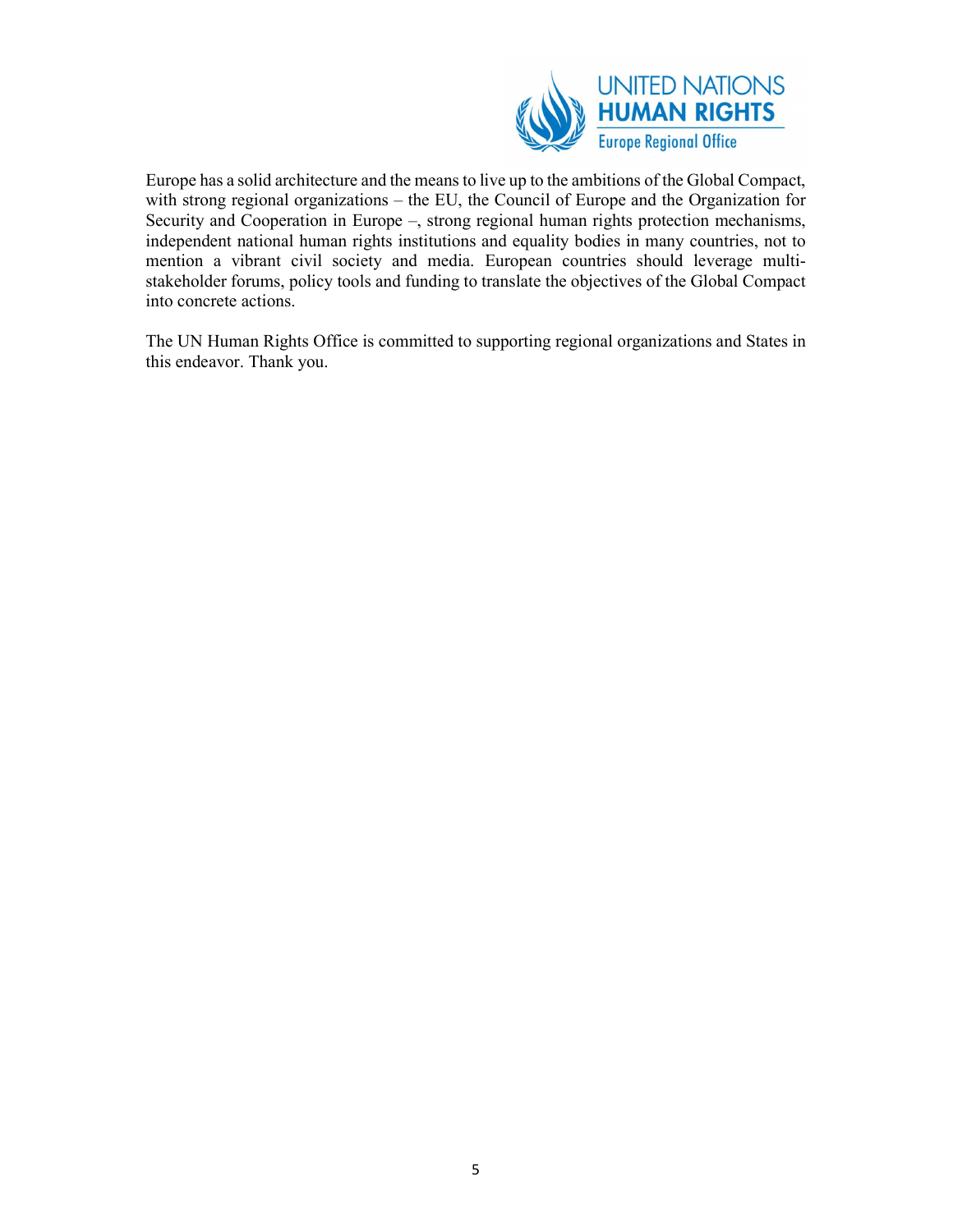Europe has a solid architecture and the means to live up to the ambitions of the Global Compact, with strong regional organizations – the EU, the Council of Europe and the Organization for Security and Cooperation in Europe –, strong regional human rights protection mechanisms, independent national human rights institutions and equality bodies in many countries, not to mention a vibrant civil society and media. European countries should leverage multi-stakeholder forums, policy tools and funding to translate the objectives of the Global Compact into concrete actions.

The UN Human Rights Office is committed to supporting regional organizations and States in this endeavor. Thank you.